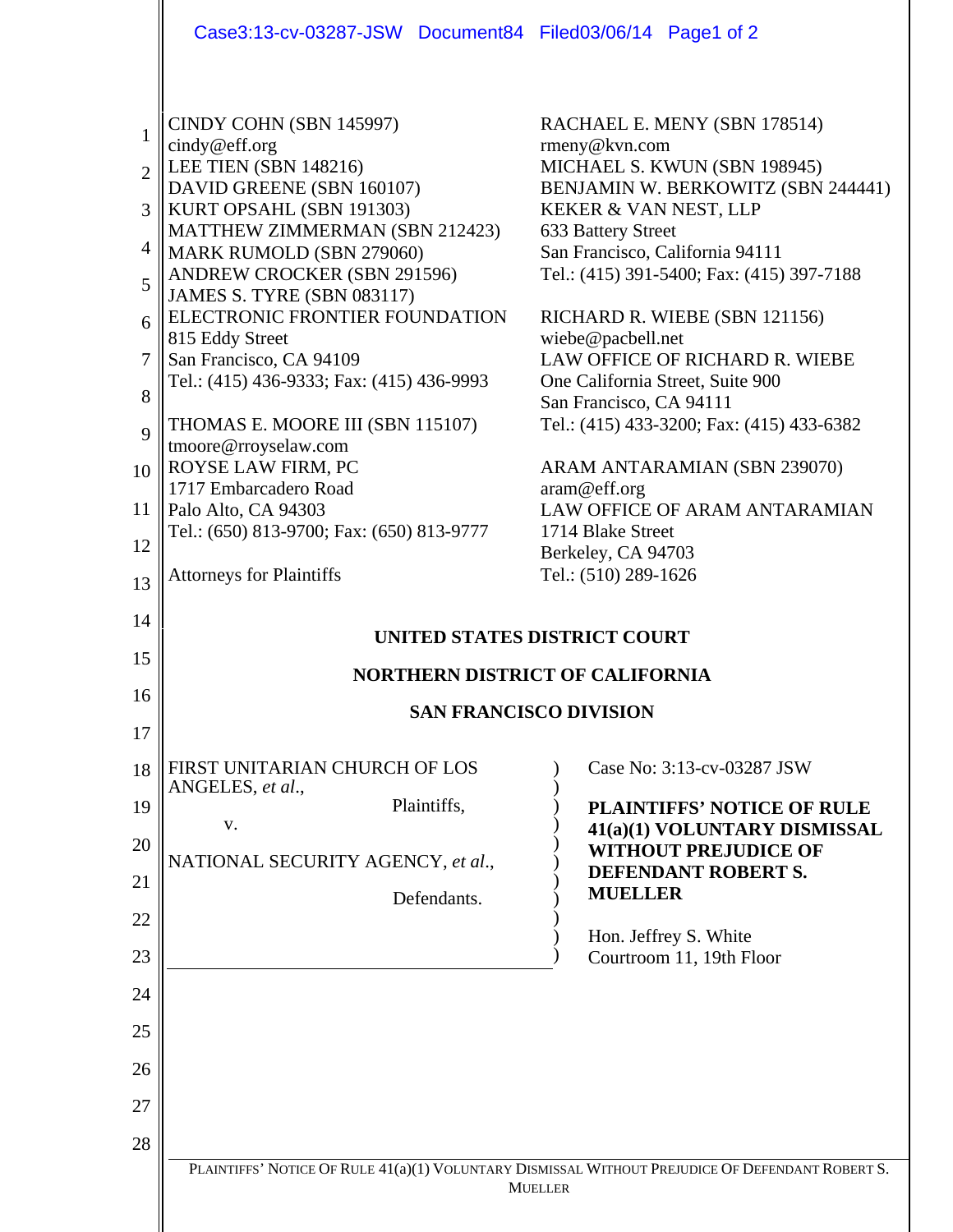CINDY COHN (SBN 145997)
cindy@eff.org
LEE TIEN (SBN 148216)
DAVID GREENE (SBN 160107)
KURT OPSAHL (SBN 191303)
MATTHEW ZIMMERMAN (SBN 212423)
MARK RUMOLD (SBN 279060)
ANDREW CROCKER (SBN 291596)
JAMES S. TYRE (SBN 083117)
ELECTRONIC FRONTIER FOUNDATION
815 Eddy Street
San Francisco, CA 94109
Tel.: (415) 436-9333; Fax: (415) 436-9993

THOMAS E. MOORE III (SBN 115107)
tmoore@rroyselaw.com
ROYSE LAW FIRM, PC
1717 Embarcadero Road
Palo Alto, CA 94303
Tel.: (650) 813-9700; Fax: (650) 813-9777

Attorneys for Plaintiffs

RACHAEL E. MENY (SBN 178514)
rmeny@kvn.com
MICHAEL S. KWUN (SBN 198945)
BENJAMIN W. BERKOWITZ (SBN 244441)
KEKER & VAN NEST, LLP
633 Battery Street
San Francisco, California 94111
Tel.: (415) 391-5400; Fax: (415) 397-7188

RICHARD R. WIEBE (SBN 121156)
wiebe@pacbell.net
LAW OFFICE OF RICHARD R. WIEBE
One California Street, Suite 900
San Francisco, CA 94111
Tel.: (415) 433-3200; Fax: (415) 433-6382

ARAM ANTARAMIAN (SBN 239070)
aram@eff.org
LAW OFFICE OF ARAM ANTARAMIAN
1714 Blake Street
Berkeley, CA 94703
Tel.: (510) 289-1626

**UNITED STATES DISTRICT COURT**

**NORTHERN DISTRICT OF CALIFORNIA**

**SAN FRANCISCO DIVISION**

FIRST UNITARIAN CHURCH OF LOS ANGELES, *et al*.,

Plaintiffs,

v.

NATIONAL SECURITY AGENCY, *et al*.,

Defendants.

Case No: 3:13-cv-03287 JSW

**PLAINTIFFS' NOTICE OF RULE 41(a)(1) VOLUNTARY DISMISSAL WITHOUT PREJUDICE OF DEFENDANT ROBERT S. MUELLER**

Hon. Jeffrey S. White
Courtroom 11, 19th Floor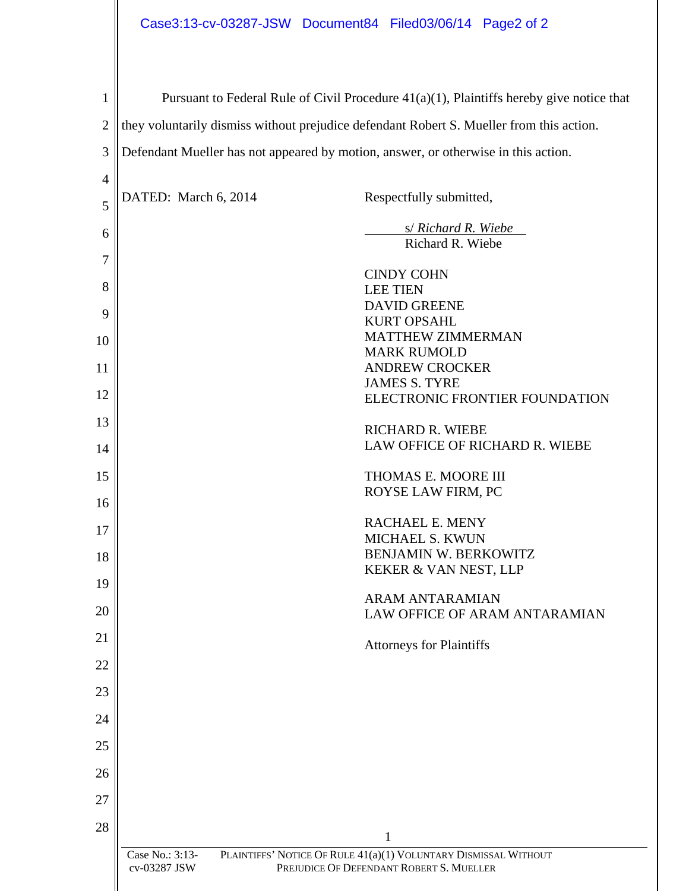Pursuant to Federal Rule of Civil Procedure 41(a)(1), Plaintiffs hereby give notice that they voluntarily dismiss without prejudice defendant Robert S. Mueller from this action. Defendant Mueller has not appeared by motion, answer, or otherwise in this action.

DATED: March 6, 2014

Respectfully submitted,

s/ *Richard R. Wiebe*
Richard R. Wiebe

CINDY COHN
LEE TIEN
DAVID GREENE
KURT OPSAHL
MATTHEW ZIMMERMAN
MARK RUMOLD
ANDREW CROCKER
JAMES S. TYRE
ELECTRONIC FRONTIER FOUNDATION

RICHARD R. WIEBE
LAW OFFICE OF RICHARD R. WIEBE

THOMAS E. MOORE III
ROYSE LAW FIRM, PC

RACHAEL E. MENY
MICHAEL S. KWUN
BENJAMIN W. BERKOWITZ
KEKER & VAN NEST, LLP

ARAM ANTARAMIAN
LAW OFFICE OF ARAM ANTARAMIAN

Attorneys for Plaintiffs